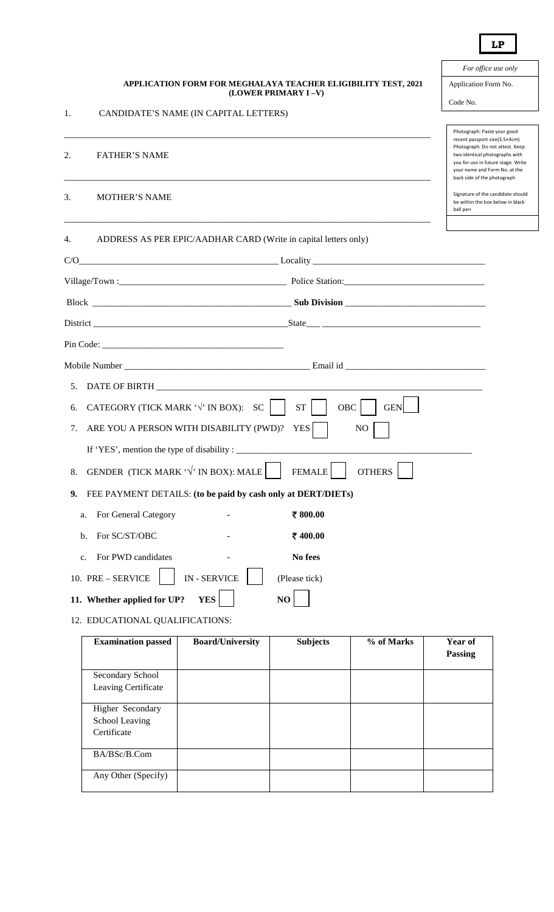**LP**

| *For office use only* |
|---|
| Application Form No. |
| Code No. |

**APPLICATION FORM FOR MEGHALAYA TEACHER ELIGIBILITY TEST, 2021**
**(LOWER PRIMARY I –V)**

1. CANDIDATE'S NAME (IN CAPITAL LETTERS)

_______________________________________________________________________________

2. FATHER'S NAME

_______________________________________________________________________________

3. MOTHER'S NAME

_______________________________________________________________________________

Photograph: Paste your good recent passport size(3.5×4cm) Photograph. Do not attest. Keep two identical photographs with you for use in future stage. Write your name and Form No. at the back side of the photograph

Signature of the candidate should be within the box below in black ball pen

4. ADDRESS AS PER EPIC/AADHAR CARD (Write in capital letters only)

C/O_________________________________ Locality ______________________________

Village/Town :____________________________ Police Station:________________________

Block __________________________________ **Sub Division** ________________________

District _________________________________State___ ____________________________

Pin Code: ________________________________

Mobile Number _________________________________ Email id _______________________

5. DATE OF BIRTH ________________________________________________________________

6. CATEGORY (TICK MARK '√' IN BOX): SC ☐ ST ☐ OBC ☐ GEN ☐

7. ARE YOU A PERSON WITH DISABILITY (PWD)? YES ☐ NO ☐

If 'YES', mention the type of disability : __________________________________________

8. GENDER (TICK MARK '√' IN BOX): MALE ☐ FEMALE ☐ OTHERS ☐

**9.** FEE PAYMENT DETAILS: **(to be paid by cash only at DERT/DIETs)**

a. For General Category - **₹ 800.00**

b. For SC/ST/OBC - **₹ 400.00**

c. For PWD candidates - **No fees**

10. PRE – SERVICE ☐ IN - SERVICE ☐ (Please tick)

**11. Whether applied for UP? YES** ☐ **NO** ☐

12. EDUCATIONAL QUALIFICATIONS:

| **Examination passed** | **Board/University** | **Subjects** | **% of Marks** | **Year of Passing** |
|---|---|---|---|---|
| Secondary School Leaving Certificate | | | | |
| Higher Secondary School Leaving Certificate | | | | |
| BA/BSc/B.Com | | | | |
| Any Other (Specify) | | | | |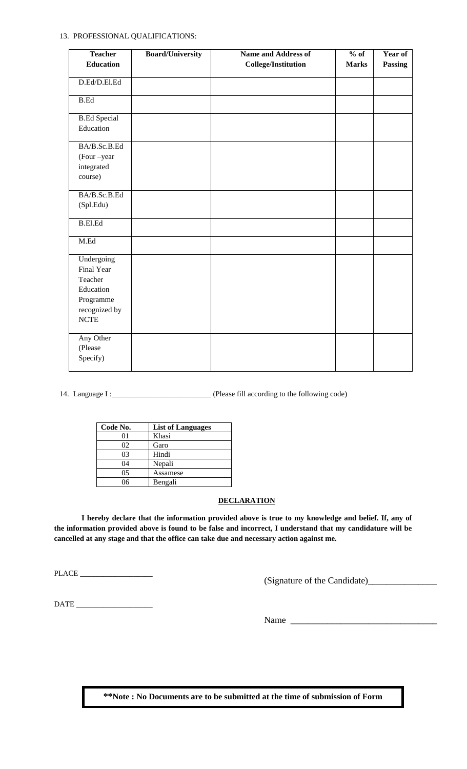13. PROFESSIONAL QUALIFICATIONS:

| Teacher Education | Board/University | Name and Address of College/Institution | % of Marks | Year of Passing |
|---|---|---|---|---|
| D.Ed/D.El.Ed | | | | |
| B.Ed | | | | |
| B.Ed Special Education | | | | |
| BA/B.Sc.B.Ed (Four –year integrated course) | | | | |
| BA/B.Sc.B.Ed (Spl.Edu) | | | | |
| B.El.Ed | | | | |
| M.Ed | | | | |
| Undergoing Final Year Teacher Education Programme recognized by NCTE | | | | |
| Any Other (Please Specify) | | | | |

14. Language I :_________________________ (Please fill according to the following code)

| Code No. | List of Languages |
|---|---|
| 01 | Khasi |
| 02 | Garo |
| 03 | Hindi |
| 04 | Nepali |
| 05 | Assamese |
| 06 | Bengali |

## DECLARATION

**I hereby declare that the information provided above is true to my knowledge and belief. If, any of the information provided above is found to be false and incorrect, I understand that my candidature will be cancelled at any stage and that the office can take due and necessary action against me.**

PLACE __________________

(Signature of the Candidate)_______________

DATE ___________________

Name ________________________________

**\*\*Note : No Documents are to be submitted at the time of submission of Form**